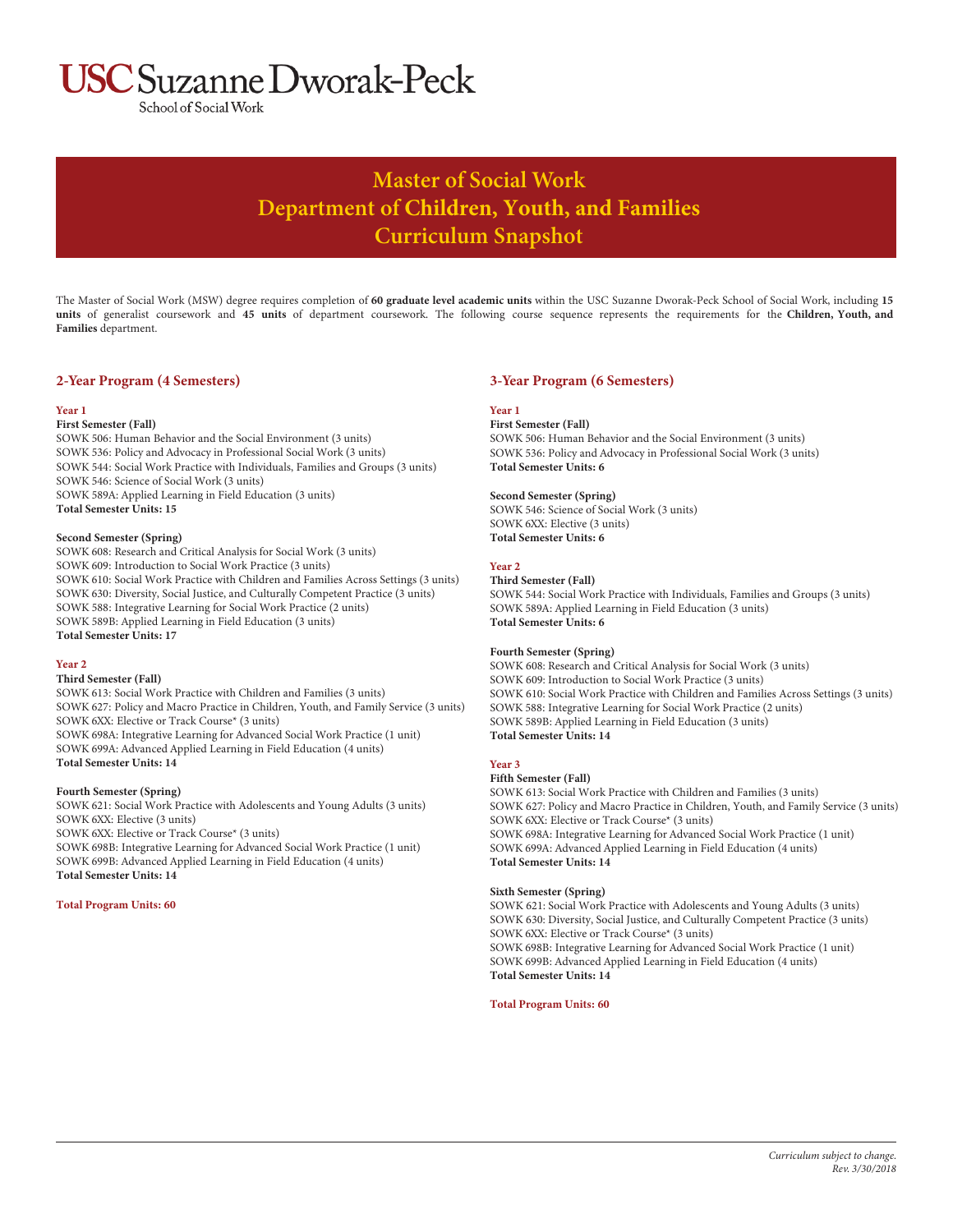USC Suzanne Dworak-Peck
School of Social Work

# Master of Social Work
# Department of Children, Youth, and Families
# Curriculum Snapshot

The Master of Social Work (MSW) degree requires completion of **60 graduate level academic units** within the USC Suzanne Dworak-Peck School of Social Work, including **15 units** of generalist coursework and **45 units** of department coursework. The following course sequence represents the requirements for the **Children, Youth, and Families** department.

## 2-Year Program (4 Semesters)

### Year 1

**First Semester (Fall)**
SOWK 506: Human Behavior and the Social Environment (3 units)
SOWK 536: Policy and Advocacy in Professional Social Work (3 units)
SOWK 544: Social Work Practice with Individuals, Families and Groups (3 units)
SOWK 546: Science of Social Work (3 units)
SOWK 589A: Applied Learning in Field Education (3 units)
**Total Semester Units: 15**

**Second Semester (Spring)**
SOWK 608: Research and Critical Analysis for Social Work (3 units)
SOWK 609: Introduction to Social Work Practice (3 units)
SOWK 610: Social Work Practice with Children and Families Across Settings (3 units)
SOWK 630: Diversity, Social Justice, and Culturally Competent Practice (3 units)
SOWK 588: Integrative Learning for Social Work Practice (2 units)
SOWK 589B: Applied Learning in Field Education (3 units)
**Total Semester Units: 17**

### Year 2

**Third Semester (Fall)**
SOWK 613: Social Work Practice with Children and Families (3 units)
SOWK 627: Policy and Macro Practice in Children, Youth, and Family Service (3 units)
SOWK 6XX: Elective or Track Course* (3 units)
SOWK 698A: Integrative Learning for Advanced Social Work Practice (1 unit)
SOWK 699A: Advanced Applied Learning in Field Education (4 units)
**Total Semester Units: 14**

**Fourth Semester (Spring)**
SOWK 621: Social Work Practice with Adolescents and Young Adults (3 units)
SOWK 6XX: Elective (3 units)
SOWK 6XX: Elective or Track Course* (3 units)
SOWK 698B: Integrative Learning for Advanced Social Work Practice (1 unit)
SOWK 699B: Advanced Applied Learning in Field Education (4 units)
**Total Semester Units: 14**

**Total Program Units: 60**

## 3-Year Program (6 Semesters)

### Year 1

**First Semester (Fall)**
SOWK 506: Human Behavior and the Social Environment (3 units)
SOWK 536: Policy and Advocacy in Professional Social Work (3 units)
**Total Semester Units: 6**

**Second Semester (Spring)**
SOWK 546: Science of Social Work (3 units)
SOWK 6XX: Elective (3 units)
**Total Semester Units: 6**

### Year 2

**Third Semester (Fall)**
SOWK 544: Social Work Practice with Individuals, Families and Groups (3 units)
SOWK 589A: Applied Learning in Field Education (3 units)
**Total Semester Units: 6**

**Fourth Semester (Spring)**
SOWK 608: Research and Critical Analysis for Social Work (3 units)
SOWK 609: Introduction to Social Work Practice (3 units)
SOWK 610: Social Work Practice with Children and Families Across Settings (3 units)
SOWK 588: Integrative Learning for Social Work Practice (2 units)
SOWK 589B: Applied Learning in Field Education (3 units)
**Total Semester Units: 14**

### Year 3

**Fifth Semester (Fall)**
SOWK 613: Social Work Practice with Children and Families (3 units)
SOWK 627: Policy and Macro Practice in Children, Youth, and Family Service (3 units)
SOWK 6XX: Elective or Track Course* (3 units)
SOWK 698A: Integrative Learning for Advanced Social Work Practice (1 unit)
SOWK 699A: Advanced Applied Learning in Field Education (4 units)
**Total Semester Units: 14**

**Sixth Semester (Spring)**
SOWK 621: Social Work Practice with Adolescents and Young Adults (3 units)
SOWK 630: Diversity, Social Justice, and Culturally Competent Practice (3 units)
SOWK 6XX: Elective or Track Course* (3 units)
SOWK 698B: Integrative Learning for Advanced Social Work Practice (1 unit)
SOWK 699B: Advanced Applied Learning in Field Education (4 units)
**Total Semester Units: 14**

**Total Program Units: 60**

*Curriculum subject to change.*
*Rev. 3/30/2018*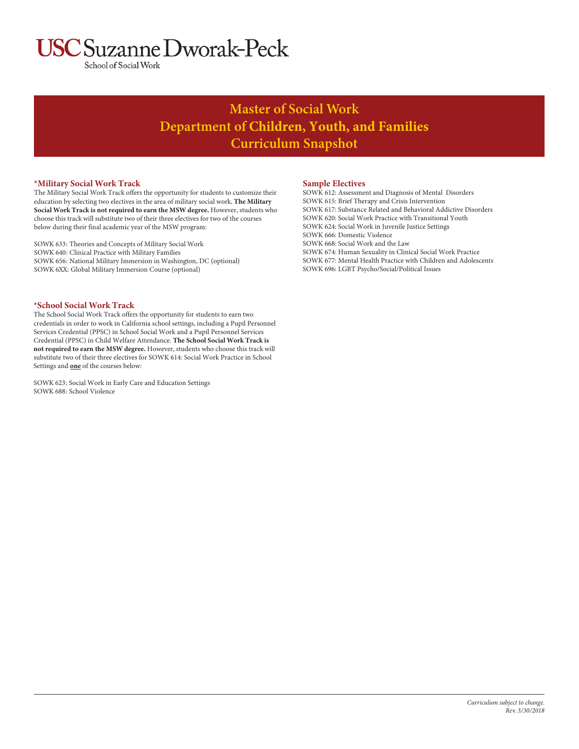USC Suzanne Dworak-Peck
School of Social Work

# Master of Social Work
# Department of Children, Youth, and Families
# Curriculum Snapshot

## *Military Social Work Track

The Military Social Work Track offers the opportunity for students to customize their education by selecting two electives in the area of military social work. **The Military Social Work Track is not required to earn the MSW degree.** However, students who choose this track will substitute two of their three electives for two of the courses below during their final academic year of the MSW program:

SOWK 633: Theories and Concepts of Military Social Work
SOWK 640: Clinical Practice with Military Families
SOWK 656: National Military Immersion in Washington, DC (optional)
SOWK 6XX: Global Military Immersion Course (optional)

## *School Social Work Track

The School Social Work Track offers the opportunity for students to earn two credentials in order to work in California school settings, including a Pupil Personnel Services Credential (PPSC) in School Social Work and a Pupil Personnel Services Credential (PPSC) in Child Welfare Attendance. **The School Social Work Track is not required to earn the MSW degree.** However, students who choose this track will substitute two of their three electives for SOWK 614: Social Work Practice in School Settings and **one** of the courses below:

SOWK 623: Social Work in Early Care and Education Settings
SOWK 688: School Violence

## Sample Electives

SOWK 612: Assessment and Diagnosis of Mental Disorders
SOWK 615: Brief Therapy and Crisis Intervention
SOWK 617: Substance Related and Behavioral Addictive Disorders
SOWK 620: Social Work Practice with Transitional Youth
SOWK 624: Social Work in Juvenile Justice Settings
SOWK 666: Domestic Violence
SOWK 668: Social Work and the Law
SOWK 674: Human Sexuality in Clinical Social Work Practice
SOWK 677: Mental Health Practice with Children and Adolescents
SOWK 696: LGBT Psycho/Social/Political Issues

*Curriculum subject to change.*
*Rev. 3/30/2018*